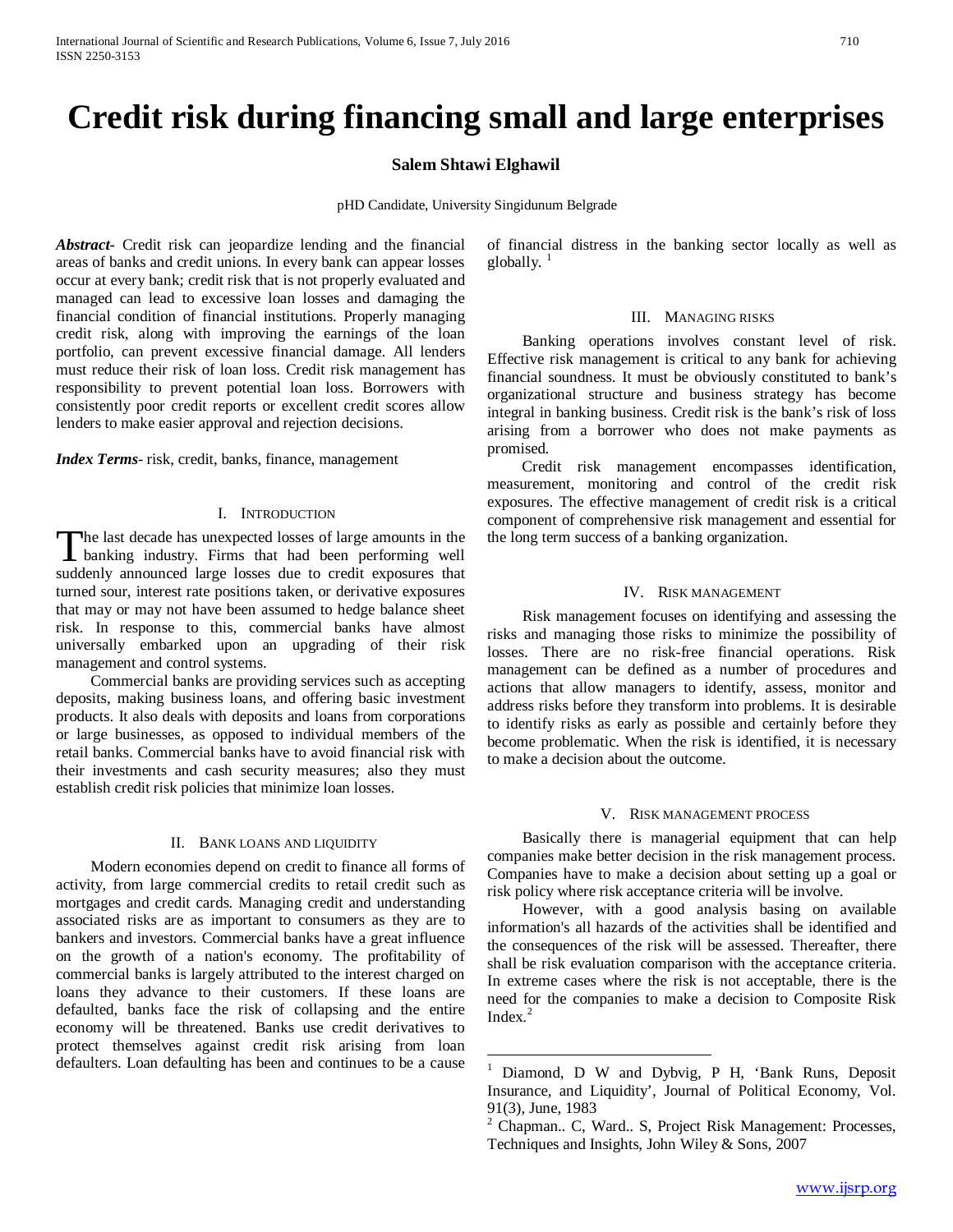# Credit risk during financing small and large enterprises

**Salem Shtawi Elghawil**

pHD Candidate, University Singidunum Belgrade

***Abstract***- Credit risk can jeopardize lending and the financial areas of banks and credit unions. In every bank can appear losses occur at every bank; credit risk that is not properly evaluated and managed can lead to excessive loan losses and damaging the financial condition of financial institutions. Properly managing credit risk, along with improving the earnings of the loan portfolio, can prevent excessive financial damage. All lenders must reduce their risk of loan loss. Credit risk management has responsibility to prevent potential loan loss. Borrowers with consistently poor credit reports or excellent credit scores allow lenders to make easier approval and rejection decisions.

***Index Terms***- risk, credit, banks, finance, management

## I. Introduction

The last decade has unexpected losses of large amounts in the banking industry. Firms that had been performing well suddenly announced large losses due to credit exposures that turned sour, interest rate positions taken, or derivative exposures that may or may not have been assumed to hedge balance sheet risk. In response to this, commercial banks have almost universally embarked upon an upgrading of their risk management and control systems.

Commercial banks are providing services such as accepting deposits, making business loans, and offering basic investment products. It also deals with deposits and loans from corporations or large businesses, as opposed to individual members of the retail banks. Commercial banks have to avoid financial risk with their investments and cash security measures; also they must establish credit risk policies that minimize loan losses.

## II. Bank loans and liquidity

Modern economies depend on credit to finance all forms of activity, from large commercial credits to retail credit such as mortgages and credit cards. Managing credit and understanding associated risks are as important to consumers as they are to bankers and investors. Commercial banks have a great influence on the growth of a nation's economy. The profitability of commercial banks is largely attributed to the interest charged on loans they advance to their customers. If these loans are defaulted, banks face the risk of collapsing and the entire economy will be threatened. Banks use credit derivatives to protect themselves against credit risk arising from loan defaulters. Loan defaulting has been and continues to be a cause of financial distress in the banking sector locally as well as globally. [1]

## III. Managing risks

Banking operations involves constant level of risk. Effective risk management is critical to any bank for achieving financial soundness. It must be obviously constituted to bank's organizational structure and business strategy has become integral in banking business. Credit risk is the bank's risk of loss arising from a borrower who does not make payments as promised.

Credit risk management encompasses identification, measurement, monitoring and control of the credit risk exposures. The effective management of credit risk is a critical component of comprehensive risk management and essential for the long term success of a banking organization.

## IV. Risk management

Risk management focuses on identifying and assessing the risks and managing those risks to minimize the possibility of losses. There are no risk-free financial operations. Risk management can be defined as a number of procedures and actions that allow managers to identify, assess, monitor and address risks before they transform into problems. It is desirable to identify risks as early as possible and certainly before they become problematic. When the risk is identified, it is necessary to make a decision about the outcome.

## V. Risk management process

Basically there is managerial equipment that can help companies make better decision in the risk management process. Companies have to make a decision about setting up a goal or risk policy where risk acceptance criteria will be involve.

However, with a good analysis basing on available information's all hazards of the activities shall be identified and the consequences of the risk will be assessed. Thereafter, there shall be risk evaluation comparison with the acceptance criteria. In extreme cases where the risk is not acceptable, there is the need for the companies to make a decision to Composite Risk Index.[2]

---

[1] Diamond, D W and Dybvig, P H, 'Bank Runs, Deposit Insurance, and Liquidity', Journal of Political Economy, Vol. 91(3), June, 1983

[2] Chapman.. C, Ward.. S, Project Risk Management: Processes, Techniques and Insights, John Wiley & Sons, 2007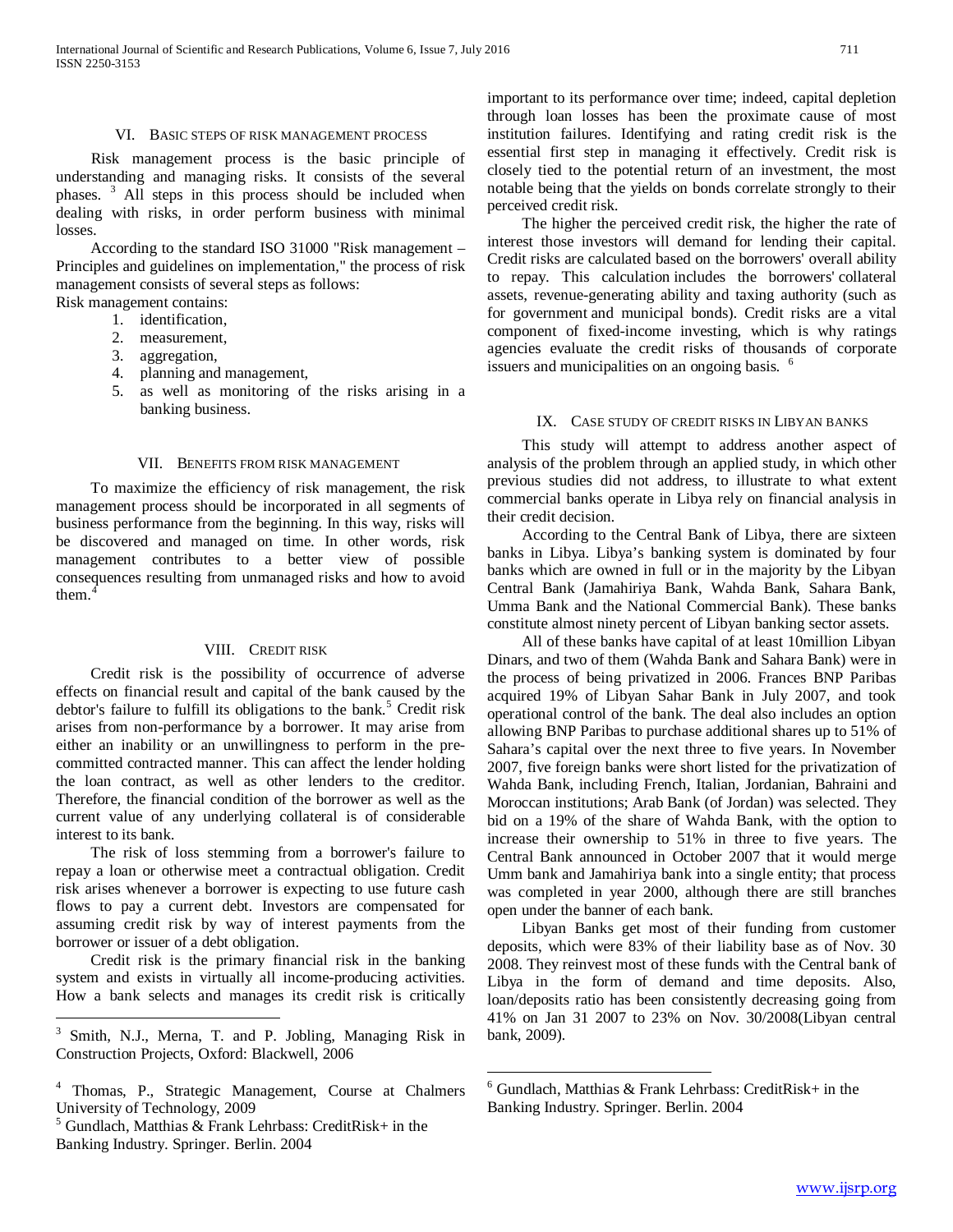## VI. Basic steps of risk management process

Risk management process is the basic principle of understanding and managing risks. It consists of the several phases. [3] All steps in this process should be included when dealing with risks, in order perform business with minimal losses.

According to the standard ISO 31000 "Risk management – Principles and guidelines on implementation," the process of risk management consists of several steps as follows:

Risk management contains:

1. identification,
2. measurement,
3. aggregation,
4. planning and management,
5. as well as monitoring of the risks arising in a banking business.

## VII. Benefits from risk management

To maximize the efficiency of risk management, the risk management process should be incorporated in all segments of business performance from the beginning. In this way, risks will be discovered and managed on time. In other words, risk management contributes to a better view of possible consequences resulting from unmanaged risks and how to avoid them.[4]

## VIII. Credit risk

Credit risk is the possibility of occurrence of adverse effects on financial result and capital of the bank caused by the debtor's failure to fulfill its obligations to the bank.[5] Credit risk arises from non-performance by a borrower. It may arise from either an inability or an unwillingness to perform in the pre-committed contracted manner. This can affect the lender holding the loan contract, as well as other lenders to the creditor. Therefore, the financial condition of the borrower as well as the current value of any underlying collateral is of considerable interest to its bank.

The risk of loss stemming from a borrower's failure to repay a loan or otherwise meet a contractual obligation. Credit risk arises whenever a borrower is expecting to use future cash flows to pay a current debt. Investors are compensated for assuming credit risk by way of interest payments from the borrower or issuer of a debt obligation.

Credit risk is the primary financial risk in the banking system and exists in virtually all income-producing activities. How a bank selects and manages its credit risk is critically important to its performance over time; indeed, capital depletion through loan losses has been the proximate cause of most institution failures. Identifying and rating credit risk is the essential first step in managing it effectively. Credit risk is closely tied to the potential return of an investment, the most notable being that the yields on bonds correlate strongly to their perceived credit risk.

The higher the perceived credit risk, the higher the rate of interest those investors will demand for lending their capital. Credit risks are calculated based on the borrowers' overall ability to repay. This calculation includes the borrowers' collateral assets, revenue-generating ability and taxing authority (such as for government and municipal bonds). Credit risks are a vital component of fixed-income investing, which is why ratings agencies evaluate the credit risks of thousands of corporate issuers and municipalities on an ongoing basis. [6]

## IX. Case study of credit risks in Libyan banks

This study will attempt to address another aspect of analysis of the problem through an applied study, in which other previous studies did not address, to illustrate to what extent commercial banks operate in Libya rely on financial analysis in their credit decision.

According to the Central Bank of Libya, there are sixteen banks in Libya. Libya's banking system is dominated by four banks which are owned in full or in the majority by the Libyan Central Bank (Jamahiriya Bank, Wahda Bank, Sahara Bank, Umma Bank and the National Commercial Bank). These banks constitute almost ninety percent of Libyan banking sector assets.

All of these banks have capital of at least 10million Libyan Dinars, and two of them (Wahda Bank and Sahara Bank) were in the process of being privatized in 2006. Frances BNP Paribas acquired 19% of Libyan Sahar Bank in July 2007, and took operational control of the bank. The deal also includes an option allowing BNP Paribas to purchase additional shares up to 51% of Sahara's capital over the next three to five years. In November 2007, five foreign banks were short listed for the privatization of Wahda Bank, including French, Italian, Jordanian, Bahraini and Moroccan institutions; Arab Bank (of Jordan) was selected. They bid on a 19% of the share of Wahda Bank, with the option to increase their ownership to 51% in three to five years. The Central Bank announced in October 2007 that it would merge Umm bank and Jamahiriya bank into a single entity; that process was completed in year 2000, although there are still branches open under the banner of each bank.

Libyan Banks get most of their funding from customer deposits, which were 83% of their liability base as of Nov. 30 2008. They reinvest most of these funds with the Central bank of Libya in the form of demand and time deposits. Also, loan/deposits ratio has been consistently decreasing going from 41% on Jan 31 2007 to 23% on Nov. 30/2008(Libyan central bank, 2009).

---

[3] Smith, N.J., Merna, T. and P. Jobling, Managing Risk in Construction Projects, Oxford: Blackwell, 2006

[4] Thomas, P., Strategic Management, Course at Chalmers University of Technology, 2009

[5] Gundlach, Matthias & Frank Lehrbass: CreditRisk+ in the Banking Industry. Springer. Berlin. 2004

[6] Gundlach, Matthias & Frank Lehrbass: CreditRisk+ in the Banking Industry. Springer. Berlin. 2004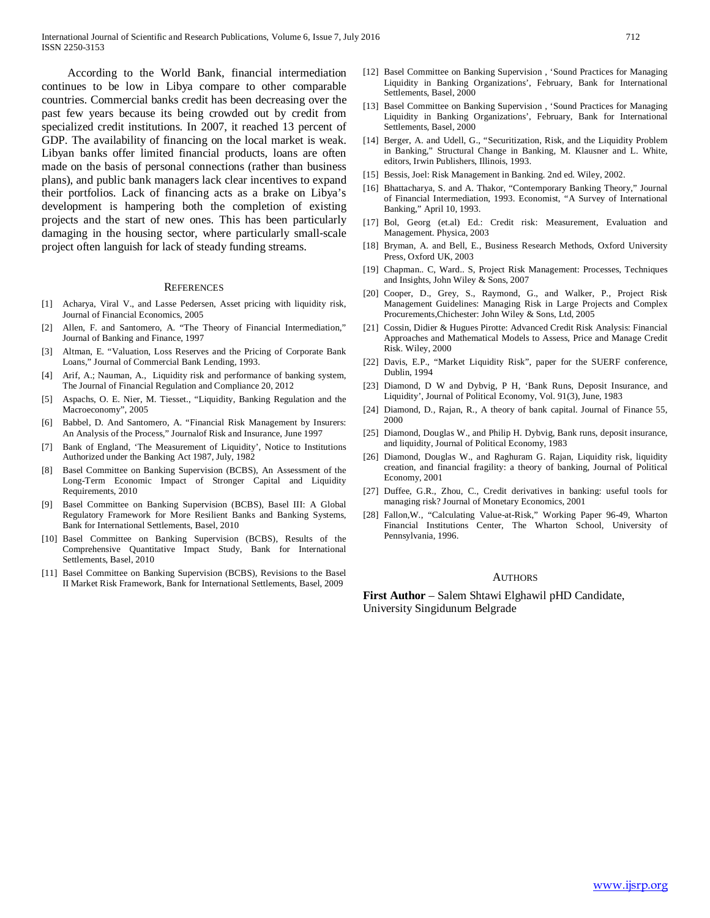According to the World Bank, financial intermediation continues to be low in Libya compare to other comparable countries. Commercial banks credit has been decreasing over the past few years because its being crowded out by credit from specialized credit institutions. In 2007, it reached 13 percent of GDP. The availability of financing on the local market is weak. Libyan banks offer limited financial products, loans are often made on the basis of personal connections (rather than business plans), and public bank managers lack clear incentives to expand their portfolios. Lack of financing acts as a brake on Libya's development is hampering both the completion of existing projects and the start of new ones. This has been particularly damaging in the housing sector, where particularly small-scale project often languish for lack of steady funding streams.

## References

[1] Acharya, Viral V., and Lasse Pedersen, Asset pricing with liquidity risk, Journal of Financial Economics, 2005

[2] Allen, F. and Santomero, A. "The Theory of Financial Intermediation," Journal of Banking and Finance, 1997

[3] Altman, E. "Valuation, Loss Reserves and the Pricing of Corporate Bank Loans," Journal of Commercial Bank Lending, 1993.

[4] Arif, A.; Nauman, A., Liquidity risk and performance of banking system, The Journal of Financial Regulation and Compliance 20, 2012

[5] Aspachs, O. E. Nier, M. Tiesset., "Liquidity, Banking Regulation and the Macroeconomy", 2005

[6] Babbel, D. And Santomero, A. "Financial Risk Management by Insurers: An Analysis of the Process," Journalof Risk and Insurance, June 1997

[7] Bank of England, 'The Measurement of Liquidity', Notice to Institutions Authorized under the Banking Act 1987, July, 1982

[8] Basel Committee on Banking Supervision (BCBS), An Assessment of the Long-Term Economic Impact of Stronger Capital and Liquidity Requirements, 2010

[9] Basel Committee on Banking Supervision (BCBS), Basel III: A Global Regulatory Framework for More Resilient Banks and Banking Systems, Bank for International Settlements, Basel, 2010

[10] Basel Committee on Banking Supervision (BCBS), Results of the Comprehensive Quantitative Impact Study, Bank for International Settlements, Basel, 2010

[11] Basel Committee on Banking Supervision (BCBS), Revisions to the Basel II Market Risk Framework, Bank for International Settlements, Basel, 2009

[12] Basel Committee on Banking Supervision , 'Sound Practices for Managing Liquidity in Banking Organizations', February, Bank for International Settlements, Basel, 2000

[13] Basel Committee on Banking Supervision , 'Sound Practices for Managing Liquidity in Banking Organizations', February, Bank for International Settlements, Basel, 2000

[14] Berger, A. and Udell, G., "Securitization, Risk, and the Liquidity Problem in Banking," Structural Change in Banking, M. Klausner and L. White, editors, Irwin Publishers, Illinois, 1993.

[15] Bessis, Joel: Risk Management in Banking. 2nd ed. Wiley, 2002.

[16] Bhattacharya, S. and A. Thakor, "Contemporary Banking Theory," Journal of Financial Intermediation, 1993. Economist, "A Survey of International Banking," April 10, 1993.

[17] Bol, Georg (et.al) Ed.: Credit risk: Measurement, Evaluation and Management. Physica, 2003

[18] Bryman, A. and Bell, E., Business Research Methods, Oxford University Press, Oxford UK, 2003

[19] Chapman.. C, Ward.. S, Project Risk Management: Processes, Techniques and Insights, John Wiley & Sons, 2007

[20] Cooper, D., Grey, S., Raymond, G., and Walker, P., Project Risk Management Guidelines: Managing Risk in Large Projects and Complex Procurements,Chichester: John Wiley & Sons, Ltd, 2005

[21] Cossin, Didier & Hugues Pirotte: Advanced Credit Risk Analysis: Financial Approaches and Mathematical Models to Assess, Price and Manage Credit Risk. Wiley, 2000

[22] Davis, E.P., "Market Liquidity Risk", paper for the SUERF conference, Dublin, 1994

[23] Diamond, D W and Dybvig, P H, 'Bank Runs, Deposit Insurance, and Liquidity', Journal of Political Economy, Vol. 91(3), June, 1983

[24] Diamond, D., Rajan, R., A theory of bank capital. Journal of Finance 55, 2000

[25] Diamond, Douglas W., and Philip H. Dybvig, Bank runs, deposit insurance, and liquidity, Journal of Political Economy, 1983

[26] Diamond, Douglas W., and Raghuram G. Rajan, Liquidity risk, liquidity creation, and financial fragility: a theory of banking, Journal of Political Economy, 2001

[27] Duffee, G.R., Zhou, C., Credit derivatives in banking: useful tools for managing risk? Journal of Monetary Economics, 2001

[28] Fallon,W., "Calculating Value-at-Risk," Working Paper 96-49, Wharton Financial Institutions Center, The Wharton School, University of Pennsylvania, 1996.

## Authors

**First Author** – Salem Shtawi Elghawil pHD Candidate, University Singidunum Belgrade